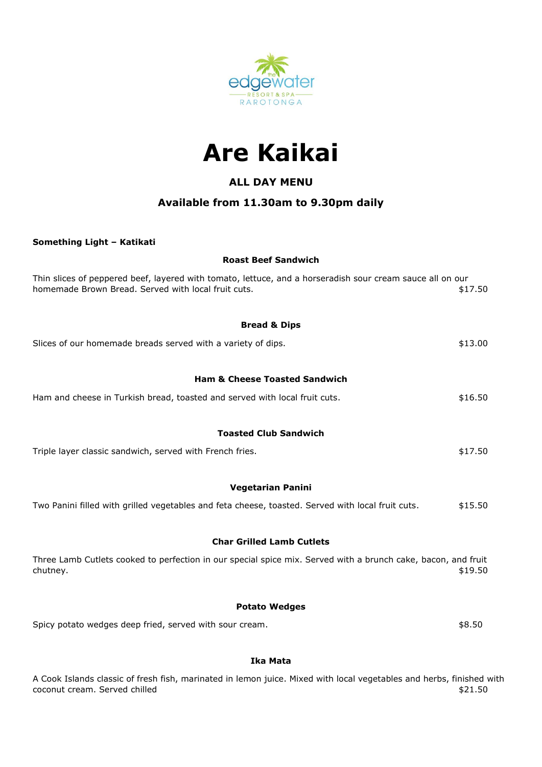# Are Kaikai

## ALL DAY MENU

### Available from 11.30am to 9.30pm daily

**Something Light – Katikati**

**Roast Beef Sandwich**

Thin slices of peppered beef, layered with tomato, lettuce, and a horseradish sour cream sauce all on our homemade Brown Bread. Served with local fruit cuts. $17.50

**Bread & Dips**

Slices of our homemade breads served with a variety of dips. $13.00

**Ham & Cheese Toasted Sandwich**

Ham and cheese in Turkish bread, toasted and served with local fruit cuts. $16.50

**Toasted Club Sandwich**

Triple layer classic sandwich, served with French fries. $17.50

**Vegetarian Panini**

Two Panini filled with grilled vegetables and feta cheese, toasted. Served with local fruit cuts. $15.50

**Char Grilled Lamb Cutlets**

Three Lamb Cutlets cooked to perfection in our special spice mix. Served with a brunch cake, bacon, and fruit chutney. $19.50

**Potato Wedges**

Spicy potato wedges deep fried, served with sour cream. $8.50

**Ika Mata**

A Cook Islands classic of fresh fish, marinated in lemon juice. Mixed with local vegetables and herbs, finished with coconut cream. Served chilled $21.50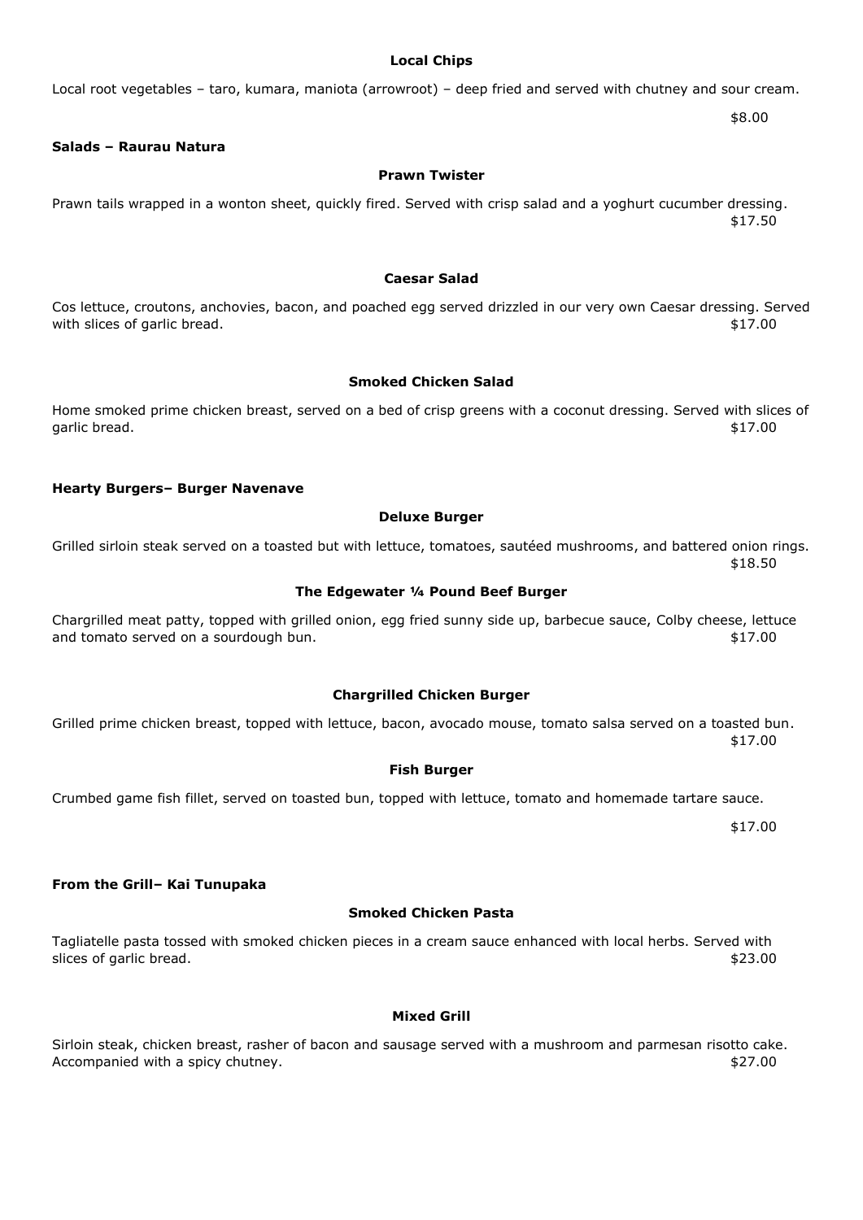### Local Chips

Local root vegetables – taro, kumara, maniota (arrowroot) – deep fried and served with chutney and sour cream.

$8.00

## Salads – Raurau Natura

### Prawn Twister

Prawn tails wrapped in a wonton sheet, quickly fired. Served with crisp salad and a yoghurt cucumber dressing.
$17.50

### Caesar Salad

Cos lettuce, croutons, anchovies, bacon, and poached egg served drizzled in our very own Caesar dressing. Served with slices of garlic bread. $17.00

### Smoked Chicken Salad

Home smoked prime chicken breast, served on a bed of crisp greens with a coconut dressing. Served with slices of garlic bread. $17.00

## Hearty Burgers– Burger Navenave

### Deluxe Burger

Grilled sirloin steak served on a toasted but with lettuce, tomatoes, sautéed mushrooms, and battered onion rings.
$18.50

### The Edgewater ¼ Pound Beef Burger

Chargrilled meat patty, topped with grilled onion, egg fried sunny side up, barbecue sauce, Colby cheese, lettuce and tomato served on a sourdough bun. $17.00

### Chargrilled Chicken Burger

Grilled prime chicken breast, topped with lettuce, bacon, avocado mouse, tomato salsa served on a toasted bun.
$17.00

### Fish Burger

Crumbed game fish fillet, served on toasted bun, topped with lettuce, tomato and homemade tartare sauce.

$17.00

## From the Grill– Kai Tunupaka

### Smoked Chicken Pasta

Tagliatelle pasta tossed with smoked chicken pieces in a cream sauce enhanced with local herbs. Served with slices of garlic bread. $23.00

### Mixed Grill

Sirloin steak, chicken breast, rasher of bacon and sausage served with a mushroom and parmesan risotto cake. Accompanied with a spicy chutney. $27.00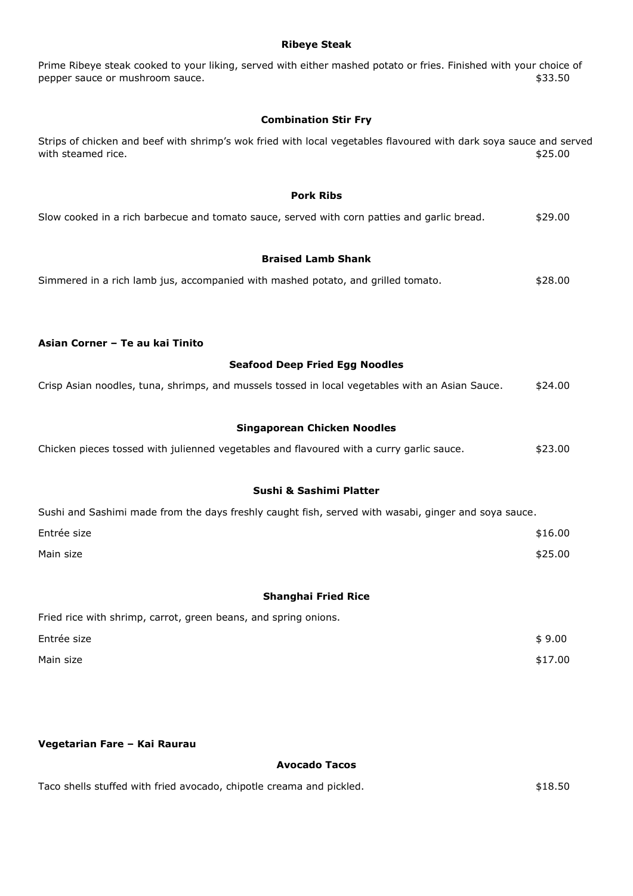### Ribeye Steak

Prime Ribeye steak cooked to your liking, served with either mashed potato or fries. Finished with your choice of pepper sauce or mushroom sauce. $33.50

### Combination Stir Fry

Strips of chicken and beef with shrimp's wok fried with local vegetables flavoured with dark soya sauce and served with steamed rice. $25.00

### Pork Ribs

Slow cooked in a rich barbecue and tomato sauce, served with corn patties and garlic bread. $29.00

### Braised Lamb Shank

Simmered in a rich lamb jus, accompanied with mashed potato, and grilled tomato. $28.00

## Asian Corner – Te au kai Tinito

### Seafood Deep Fried Egg Noodles

Crisp Asian noodles, tuna, shrimps, and mussels tossed in local vegetables with an Asian Sauce. $24.00

### Singaporean Chicken Noodles

Chicken pieces tossed with julienned vegetables and flavoured with a curry garlic sauce. $23.00

### Sushi & Sashimi Platter

Sushi and Sashimi made from the days freshly caught fish, served with wasabi, ginger and soya sauce.

Entrée size $16.00

Main size $25.00

### Shanghai Fried Rice

Fried rice with shrimp, carrot, green beans, and spring onions.

Entrée size $ 9.00

Main size $17.00

## Vegetarian Fare – Kai Raurau

### Avocado Tacos

Taco shells stuffed with fried avocado, chipotle creama and pickled. $18.50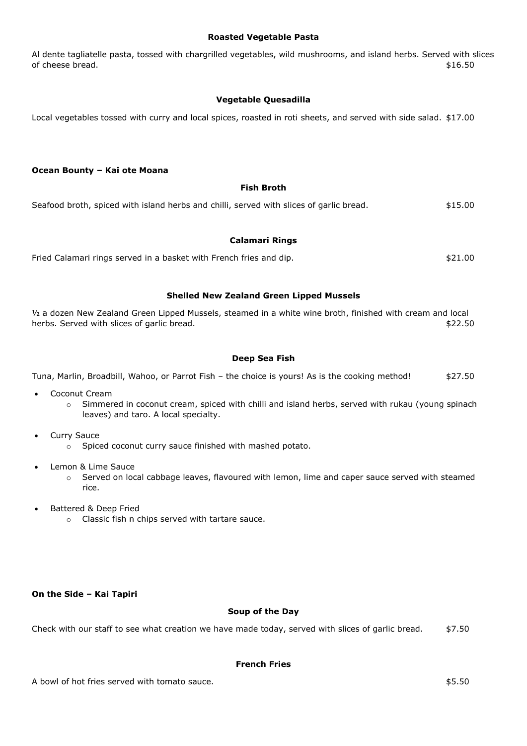### Roasted Vegetable Pasta

Al dente tagliatelle pasta, tossed with chargrilled vegetables, wild mushrooms, and island herbs. Served with slices of cheese bread. $16.50

### Vegetable Quesadilla

Local vegetables tossed with curry and local spices, roasted in roti sheets, and served with side salad. $17.00

## Ocean Bounty – Kai ote Moana

### Fish Broth

Seafood broth, spiced with island herbs and chilli, served with slices of garlic bread. $15.00

### Calamari Rings

Fried Calamari rings served in a basket with French fries and dip. $21.00

### Shelled New Zealand Green Lipped Mussels

½ a dozen New Zealand Green Lipped Mussels, steamed in a white wine broth, finished with cream and local herbs. Served with slices of garlic bread. $22.50

### Deep Sea Fish

Tuna, Marlin, Broadbill, Wahoo, or Parrot Fish – the choice is yours! As is the cooking method! $27.50

- Coconut Cream
    - Simmered in coconut cream, spiced with chilli and island herbs, served with rukau (young spinach leaves) and taro. A local specialty.
- Curry Sauce
    - Spiced coconut curry sauce finished with mashed potato.
- Lemon & Lime Sauce
    - Served on local cabbage leaves, flavoured with lemon, lime and caper sauce served with steamed rice.
- Battered & Deep Fried
    - Classic fish n chips served with tartare sauce.

## On the Side – Kai Tapiri

### Soup of the Day

Check with our staff to see what creation we have made today, served with slices of garlic bread. $7.50

### French Fries

A bowl of hot fries served with tomato sauce. $5.50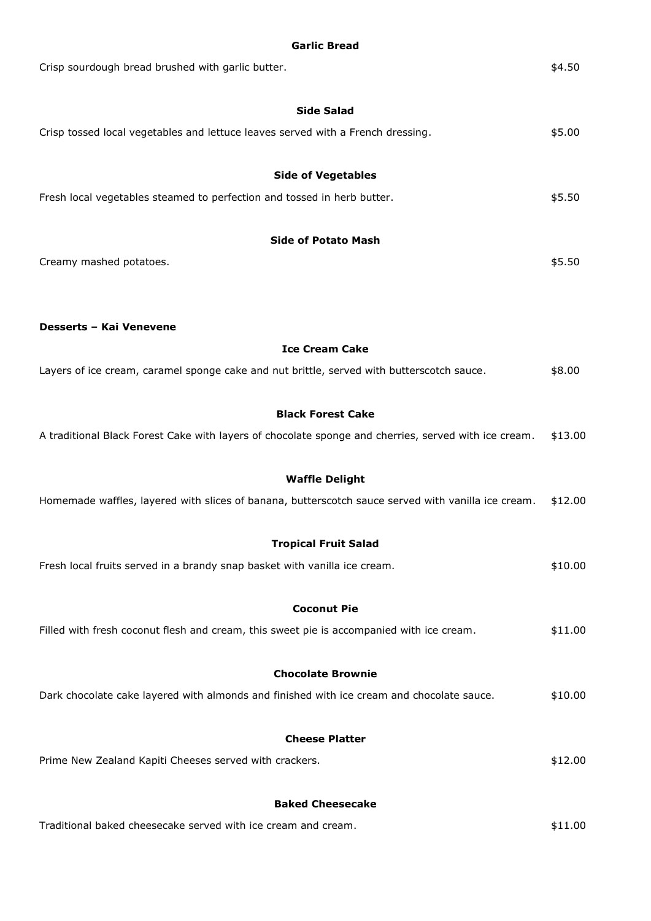**Garlic Bread**

Crisp sourdough bread brushed with garlic butter. $4.50

**Side Salad**

Crisp tossed local vegetables and lettuce leaves served with a French dressing. $5.00

**Side of Vegetables**

Fresh local vegetables steamed to perfection and tossed in herb butter. $5.50

**Side of Potato Mash**

Creamy mashed potatoes. $5.50

## Desserts – Kai Venevene

**Ice Cream Cake**

Layers of ice cream, caramel sponge cake and nut brittle, served with butterscotch sauce. $8.00

**Black Forest Cake**

A traditional Black Forest Cake with layers of chocolate sponge and cherries, served with ice cream. $13.00

**Waffle Delight**

Homemade waffles, layered with slices of banana, butterscotch sauce served with vanilla ice cream. $12.00

**Tropical Fruit Salad**

Fresh local fruits served in a brandy snap basket with vanilla ice cream. $10.00

**Coconut Pie**

Filled with fresh coconut flesh and cream, this sweet pie is accompanied with ice cream. $11.00

**Chocolate Brownie**

Dark chocolate cake layered with almonds and finished with ice cream and chocolate sauce. $10.00

**Cheese Platter**

Prime New Zealand Kapiti Cheeses served with crackers. $12.00

**Baked Cheesecake**

Traditional baked cheesecake served with ice cream and cream. $11.00